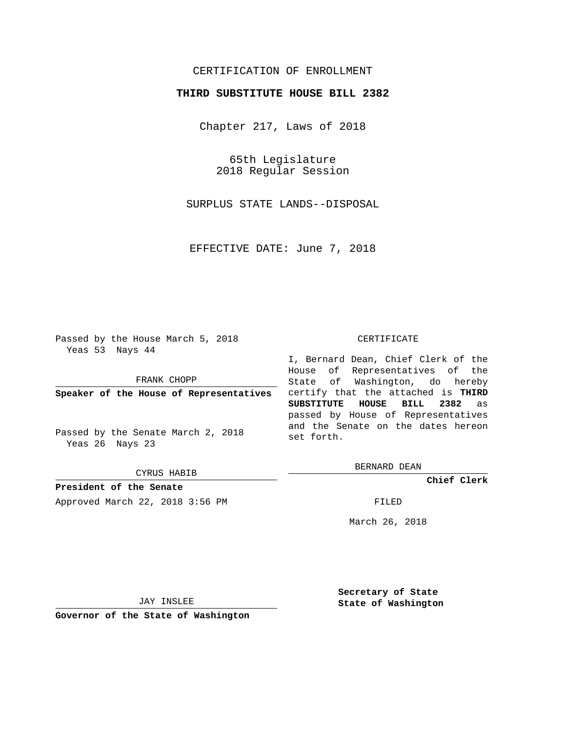CERTIFICATION OF ENROLLMENT

**THIRD SUBSTITUTE HOUSE BILL 2382**

Chapter 217, Laws of 2018

65th Legislature
2018 Regular Session

SURPLUS STATE LANDS--DISPOSAL

EFFECTIVE DATE: June 7, 2018

Passed by the House March 5, 2018
Yeas 53 Nays 44

FRANK CHOPP

**Speaker of the House of Representatives**

Passed by the Senate March 2, 2018
Yeas 26 Nays 23

CYRUS HABIB

**President of the Senate**

Approved March 22, 2018 3:56 PM

JAY INSLEE

**Governor of the State of Washington**

CERTIFICATE

I, Bernard Dean, Chief Clerk of the House of Representatives of the State of Washington, do hereby certify that the attached is **THIRD SUBSTITUTE HOUSE BILL 2382** as passed by House of Representatives and the Senate on the dates hereon set forth.

BERNARD DEAN

**Chief Clerk**

FILED

March 26, 2018

**Secretary of State**
**State of Washington**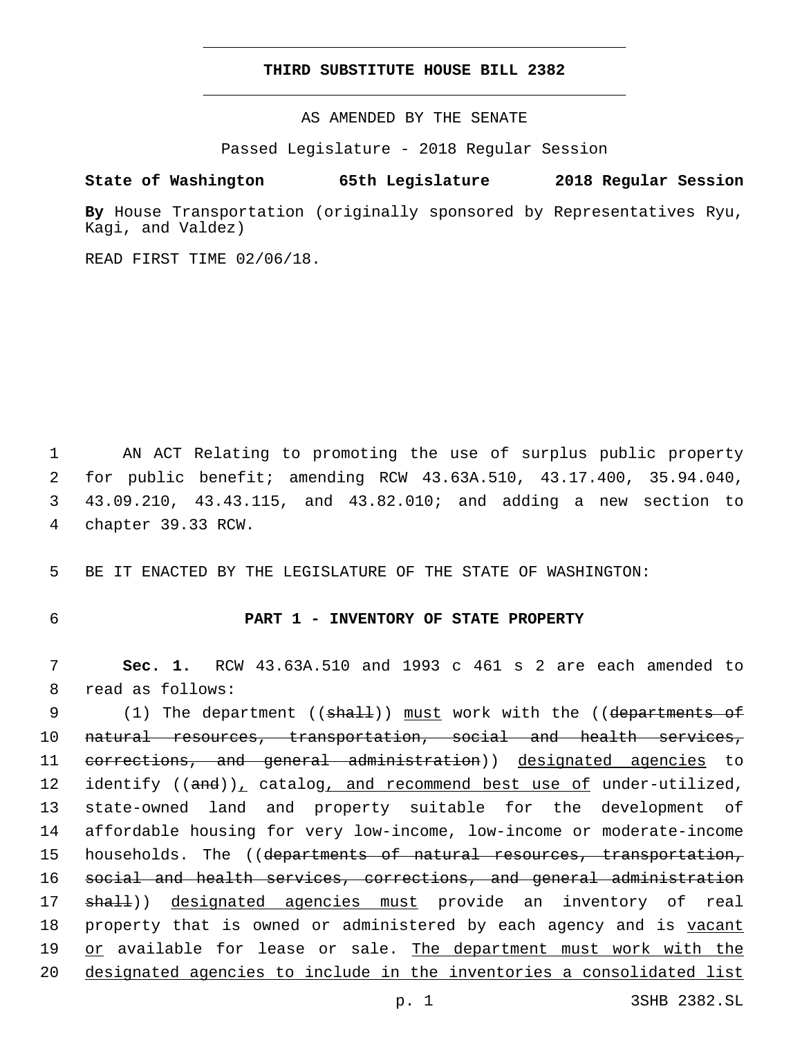# THIRD SUBSTITUTE HOUSE BILL 2382

AS AMENDED BY THE SENATE

Passed Legislature - 2018 Regular Session

**State of Washington 65th Legislature 2018 Regular Session**

**By** House Transportation (originally sponsored by Representatives Ryu, Kagi, and Valdez)

READ FIRST TIME 02/06/18.

1 AN ACT Relating to promoting the use of surplus public property
2 for public benefit; amending RCW 43.63A.510, 43.17.400, 35.94.040,
3 43.09.210, 43.43.115, and 43.82.010; and adding a new section to
4 chapter 39.33 RCW.

5 BE IT ENACTED BY THE LEGISLATURE OF THE STATE OF WASHINGTON:

6 **PART 1 - INVENTORY OF STATE PROPERTY**

7 **Sec. 1.** RCW 43.63A.510 and 1993 c 461 s 2 are each amended to
8 read as follows:

9 (1) The department ((~~shall~~)) <u>must</u> work with the ((~~departments of~~
10 ~~natural resources, transportation, social and health services,~~
11 ~~corrections, and general administration~~)) <u>designated agencies</u> to
12 identify ((~~and~~))<u>,</u> catalog<u>, and recommend best use of</u> under-utilized,
13 state-owned land and property suitable for the development of
14 affordable housing for very low-income, low-income or moderate-income
15 households. The ((~~departments of natural resources, transportation,~~
16 ~~social and health services, corrections, and general administration~~
17 ~~shall~~)) <u>designated agencies must</u> provide an inventory of real
18 property that is owned or administered by each agency and is <u>vacant</u>
19 <u>or</u> available for lease or sale. <u>The department must work with the</u>
20 <u>designated agencies to include in the inventories a consolidated list</u>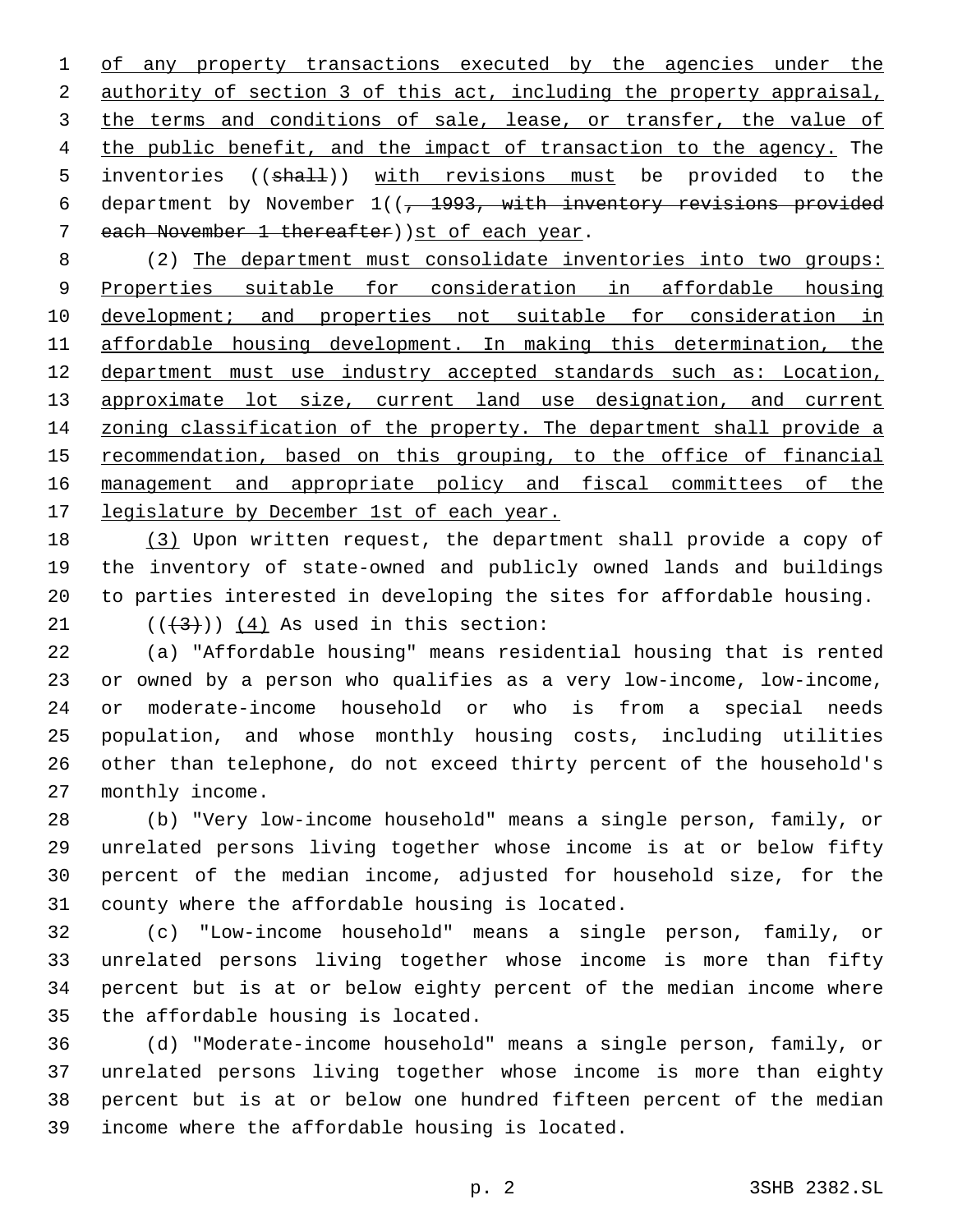of any property transactions executed by the agencies under the authority of section 3 of this act, including the property appraisal, the terms and conditions of sale, lease, or transfer, the value of the public benefit, and the impact of transaction to the agency. The inventories ((shall)) with revisions must be provided to the department by November 1((, 1993, with inventory revisions provided each November 1 thereafter))st of each year.

(2) The department must consolidate inventories into two groups: Properties suitable for consideration in affordable housing development; and properties not suitable for consideration in affordable housing development. In making this determination, the department must use industry accepted standards such as: Location, approximate lot size, current land use designation, and current zoning classification of the property. The department shall provide a recommendation, based on this grouping, to the office of financial management and appropriate policy and fiscal committees of the legislature by December 1st of each year.

(3) Upon written request, the department shall provide a copy of the inventory of state-owned and publicly owned lands and buildings to parties interested in developing the sites for affordable housing.

(((3))) (4) As used in this section:

(a) "Affordable housing" means residential housing that is rented or owned by a person who qualifies as a very low-income, low-income, or moderate-income household or who is from a special needs population, and whose monthly housing costs, including utilities other than telephone, do not exceed thirty percent of the household's monthly income.

(b) "Very low-income household" means a single person, family, or unrelated persons living together whose income is at or below fifty percent of the median income, adjusted for household size, for the county where the affordable housing is located.

(c) "Low-income household" means a single person, family, or unrelated persons living together whose income is more than fifty percent but is at or below eighty percent of the median income where the affordable housing is located.

(d) "Moderate-income household" means a single person, family, or unrelated persons living together whose income is more than eighty percent but is at or below one hundred fifteen percent of the median income where the affordable housing is located.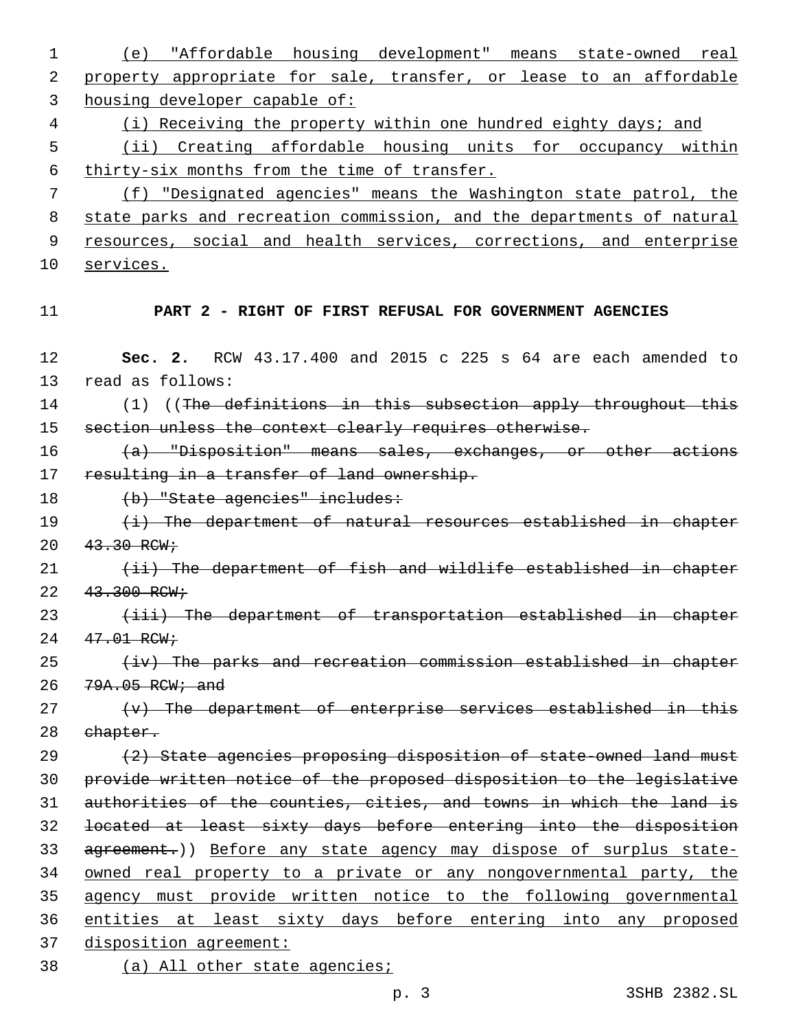(e) "Affordable housing development" means state-owned real property appropriate for sale, transfer, or lease to an affordable housing developer capable of:

(i) Receiving the property within one hundred eighty days; and

(ii) Creating affordable housing units for occupancy within thirty-six months from the time of transfer.

(f) "Designated agencies" means the Washington state patrol, the state parks and recreation commission, and the departments of natural resources, social and health services, corrections, and enterprise services.

## PART 2 - RIGHT OF FIRST REFUSAL FOR GOVERNMENT AGENCIES

**Sec. 2.** RCW 43.17.400 and 2015 c 225 s 64 are each amended to read as follows:

(1) ((~~The definitions in this subsection apply throughout this section unless the context clearly requires otherwise.~~

~~(a) "Disposition" means sales, exchanges, or other actions resulting in a transfer of land ownership.~~

~~(b) "State agencies" includes:~~

~~(i) The department of natural resources established in chapter 43.30 RCW;~~

~~(ii) The department of fish and wildlife established in chapter 43.300 RCW;~~

~~(iii) The department of transportation established in chapter 47.01 RCW;~~

~~(iv) The parks and recreation commission established in chapter 79A.05 RCW; and~~

~~(v) The department of enterprise services established in this chapter.~~

~~(2) State agencies proposing disposition of state-owned land must provide written notice of the proposed disposition to the legislative authorities of the counties, cities, and towns in which the land is located at least sixty days before entering into the disposition agreement.~~)) Before any state agency may dispose of surplus state-owned real property to a private or any nongovernmental party, the agency must provide written notice to the following governmental entities at least sixty days before entering into any proposed disposition agreement:

(a) All other state agencies;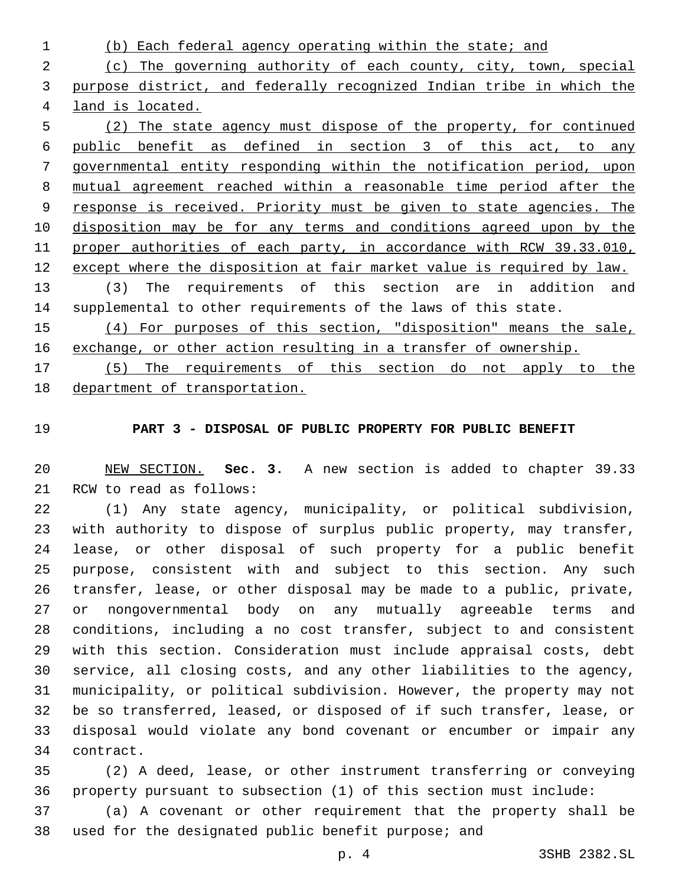(b) Each federal agency operating within the state; and

(c) The governing authority of each county, city, town, special purpose district, and federally recognized Indian tribe in which the land is located.

(2) The state agency must dispose of the property, for continued public benefit as defined in section 3 of this act, to any governmental entity responding within the notification period, upon mutual agreement reached within a reasonable time period after the response is received. Priority must be given to state agencies. The disposition may be for any terms and conditions agreed upon by the proper authorities of each party, in accordance with RCW 39.33.010, except where the disposition at fair market value is required by law.

(3) The requirements of this section are in addition and supplemental to other requirements of the laws of this state.

(4) For purposes of this section, "disposition" means the sale, exchange, or other action resulting in a transfer of ownership.

(5) The requirements of this section do not apply to the department of transportation.

## PART 3 - DISPOSAL OF PUBLIC PROPERTY FOR PUBLIC BENEFIT

NEW SECTION. **Sec. 3.** A new section is added to chapter 39.33 RCW to read as follows:

(1) Any state agency, municipality, or political subdivision, with authority to dispose of surplus public property, may transfer, lease, or other disposal of such property for a public benefit purpose, consistent with and subject to this section. Any such transfer, lease, or other disposal may be made to a public, private, or nongovernmental body on any mutually agreeable terms and conditions, including a no cost transfer, subject to and consistent with this section. Consideration must include appraisal costs, debt service, all closing costs, and any other liabilities to the agency, municipality, or political subdivision. However, the property may not be so transferred, leased, or disposed of if such transfer, lease, or disposal would violate any bond covenant or encumber or impair any contract.

(2) A deed, lease, or other instrument transferring or conveying property pursuant to subsection (1) of this section must include:

(a) A covenant or other requirement that the property shall be used for the designated public benefit purpose; and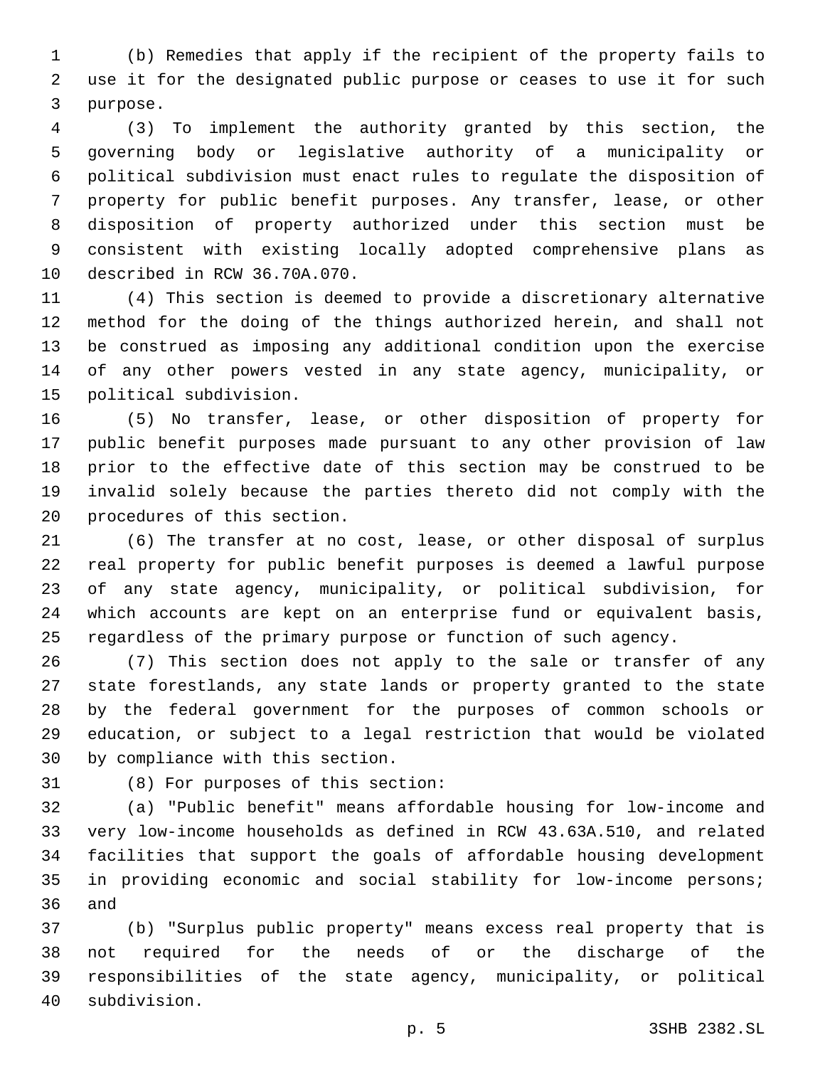(b) Remedies that apply if the recipient of the property fails to use it for the designated public purpose or ceases to use it for such purpose.

(3) To implement the authority granted by this section, the governing body or legislative authority of a municipality or political subdivision must enact rules to regulate the disposition of property for public benefit purposes. Any transfer, lease, or other disposition of property authorized under this section must be consistent with existing locally adopted comprehensive plans as described in RCW 36.70A.070.

(4) This section is deemed to provide a discretionary alternative method for the doing of the things authorized herein, and shall not be construed as imposing any additional condition upon the exercise of any other powers vested in any state agency, municipality, or political subdivision.

(5) No transfer, lease, or other disposition of property for public benefit purposes made pursuant to any other provision of law prior to the effective date of this section may be construed to be invalid solely because the parties thereto did not comply with the procedures of this section.

(6) The transfer at no cost, lease, or other disposal of surplus real property for public benefit purposes is deemed a lawful purpose of any state agency, municipality, or political subdivision, for which accounts are kept on an enterprise fund or equivalent basis, regardless of the primary purpose or function of such agency.

(7) This section does not apply to the sale or transfer of any state forestlands, any state lands or property granted to the state by the federal government for the purposes of common schools or education, or subject to a legal restriction that would be violated by compliance with this section.

(8) For purposes of this section:

(a) "Public benefit" means affordable housing for low-income and very low-income households as defined in RCW 43.63A.510, and related facilities that support the goals of affordable housing development in providing economic and social stability for low-income persons; and

(b) "Surplus public property" means excess real property that is not required for the needs of or the discharge of the responsibilities of the state agency, municipality, or political subdivision.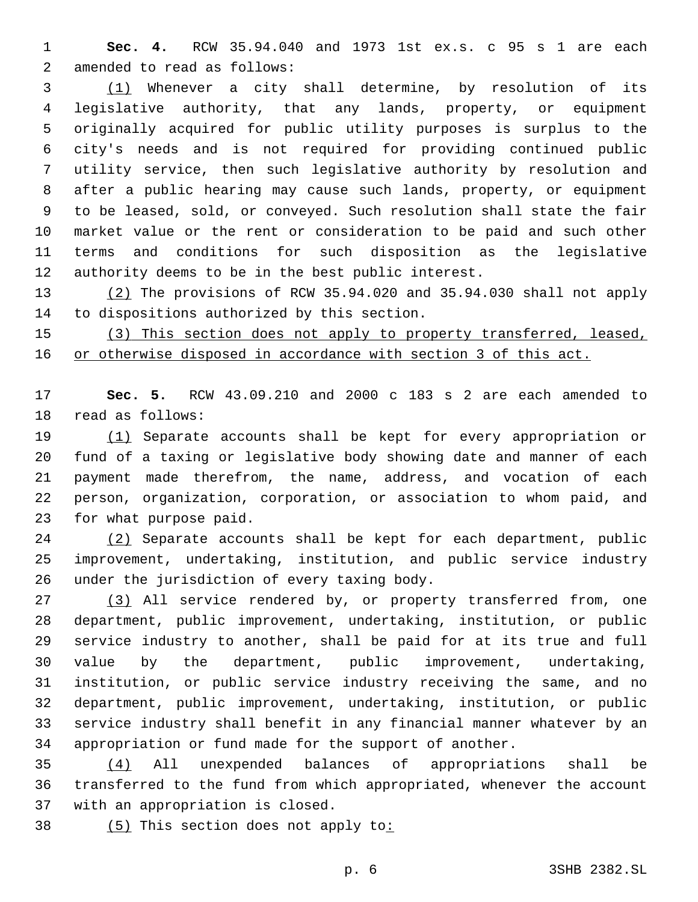**Sec. 4.** RCW 35.94.040 and 1973 1st ex.s. c 95 s 1 are each amended to read as follows:

(1) Whenever a city shall determine, by resolution of its legislative authority, that any lands, property, or equipment originally acquired for public utility purposes is surplus to the city's needs and is not required for providing continued public utility service, then such legislative authority by resolution and after a public hearing may cause such lands, property, or equipment to be leased, sold, or conveyed. Such resolution shall state the fair market value or the rent or consideration to be paid and such other terms and conditions for such disposition as the legislative authority deems to be in the best public interest.

(2) The provisions of RCW 35.94.020 and 35.94.030 shall not apply to dispositions authorized by this section.

(3) This section does not apply to property transferred, leased, or otherwise disposed in accordance with section 3 of this act.

**Sec. 5.** RCW 43.09.210 and 2000 c 183 s 2 are each amended to read as follows:

(1) Separate accounts shall be kept for every appropriation or fund of a taxing or legislative body showing date and manner of each payment made therefrom, the name, address, and vocation of each person, organization, corporation, or association to whom paid, and for what purpose paid.

(2) Separate accounts shall be kept for each department, public improvement, undertaking, institution, and public service industry under the jurisdiction of every taxing body.

(3) All service rendered by, or property transferred from, one department, public improvement, undertaking, institution, or public service industry to another, shall be paid for at its true and full value by the department, public improvement, undertaking, institution, or public service industry receiving the same, and no department, public improvement, undertaking, institution, or public service industry shall benefit in any financial manner whatever by an appropriation or fund made for the support of another.

(4) All unexpended balances of appropriations shall be transferred to the fund from which appropriated, whenever the account with an appropriation is closed.

(5) This section does not apply to: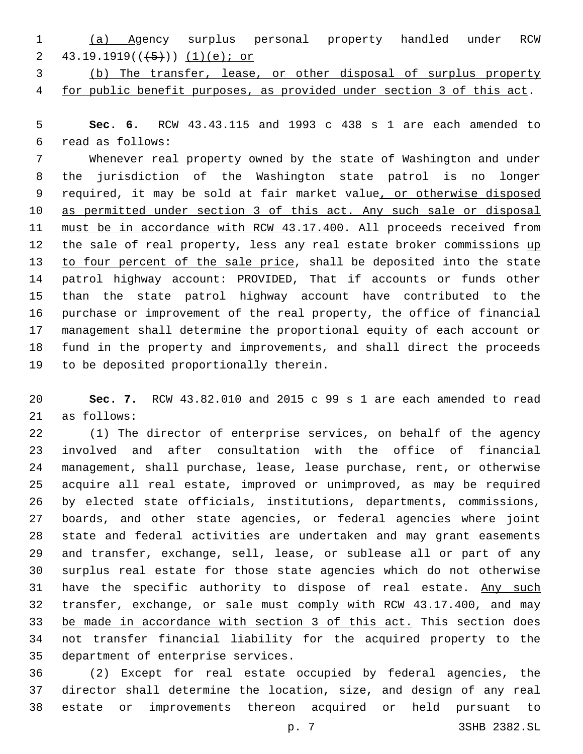(a) Agency surplus personal property handled under RCW 43.19.1919((~~(5)~~)) (1)(e); or

(b) The transfer, lease, or other disposal of surplus property for public benefit purposes, as provided under section 3 of this act.

**Sec. 6.** RCW 43.43.115 and 1993 c 438 s 1 are each amended to read as follows:

Whenever real property owned by the state of Washington and under the jurisdiction of the Washington state patrol is no longer required, it may be sold at fair market value, or otherwise disposed as permitted under section 3 of this act. Any such sale or disposal must be in accordance with RCW 43.17.400. All proceeds received from the sale of real property, less any real estate broker commissions up to four percent of the sale price, shall be deposited into the state patrol highway account: PROVIDED, That if accounts or funds other than the state patrol highway account have contributed to the purchase or improvement of the real property, the office of financial management shall determine the proportional equity of each account or fund in the property and improvements, and shall direct the proceeds to be deposited proportionally therein.

**Sec. 7.** RCW 43.82.010 and 2015 c 99 s 1 are each amended to read as follows:

(1) The director of enterprise services, on behalf of the agency involved and after consultation with the office of financial management, shall purchase, lease, lease purchase, rent, or otherwise acquire all real estate, improved or unimproved, as may be required by elected state officials, institutions, departments, commissions, boards, and other state agencies, or federal agencies where joint state and federal activities are undertaken and may grant easements and transfer, exchange, sell, lease, or sublease all or part of any surplus real estate for those state agencies which do not otherwise have the specific authority to dispose of real estate. Any such transfer, exchange, or sale must comply with RCW 43.17.400, and may be made in accordance with section 3 of this act. This section does not transfer financial liability for the acquired property to the department of enterprise services.

(2) Except for real estate occupied by federal agencies, the director shall determine the location, size, and design of any real estate or improvements thereon acquired or held pursuant to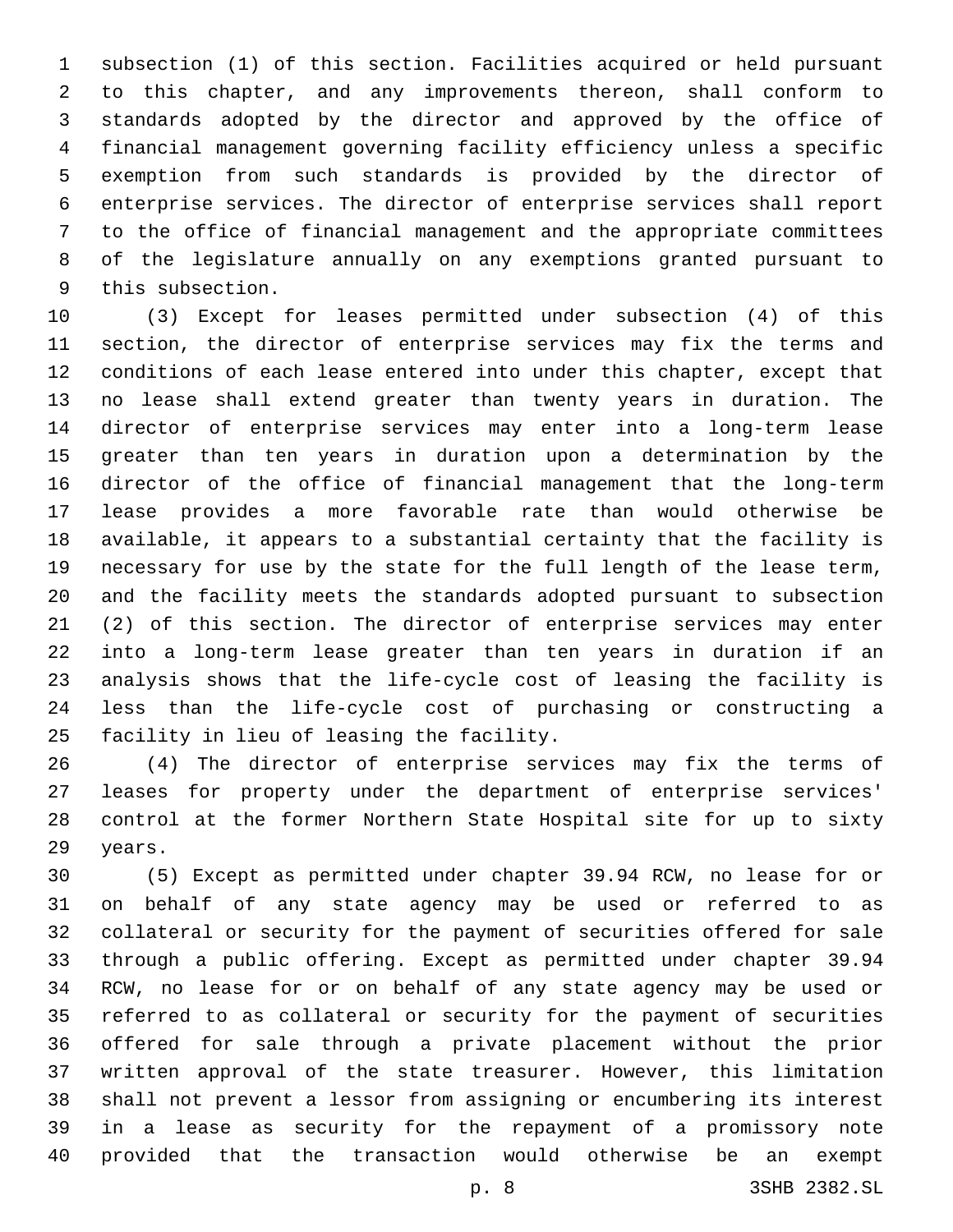subsection (1) of this section. Facilities acquired or held pursuant to this chapter, and any improvements thereon, shall conform to standards adopted by the director and approved by the office of financial management governing facility efficiency unless a specific exemption from such standards is provided by the director of enterprise services. The director of enterprise services shall report to the office of financial management and the appropriate committees of the legislature annually on any exemptions granted pursuant to this subsection.

(3) Except for leases permitted under subsection (4) of this section, the director of enterprise services may fix the terms and conditions of each lease entered into under this chapter, except that no lease shall extend greater than twenty years in duration. The director of enterprise services may enter into a long-term lease greater than ten years in duration upon a determination by the director of the office of financial management that the long-term lease provides a more favorable rate than would otherwise be available, it appears to a substantial certainty that the facility is necessary for use by the state for the full length of the lease term, and the facility meets the standards adopted pursuant to subsection (2) of this section. The director of enterprise services may enter into a long-term lease greater than ten years in duration if an analysis shows that the life-cycle cost of leasing the facility is less than the life-cycle cost of purchasing or constructing a facility in lieu of leasing the facility.

(4) The director of enterprise services may fix the terms of leases for property under the department of enterprise services' control at the former Northern State Hospital site for up to sixty years.

(5) Except as permitted under chapter 39.94 RCW, no lease for or on behalf of any state agency may be used or referred to as collateral or security for the payment of securities offered for sale through a public offering. Except as permitted under chapter 39.94 RCW, no lease for or on behalf of any state agency may be used or referred to as collateral or security for the payment of securities offered for sale through a private placement without the prior written approval of the state treasurer. However, this limitation shall not prevent a lessor from assigning or encumbering its interest in a lease as security for the repayment of a promissory note provided that the transaction would otherwise be an exempt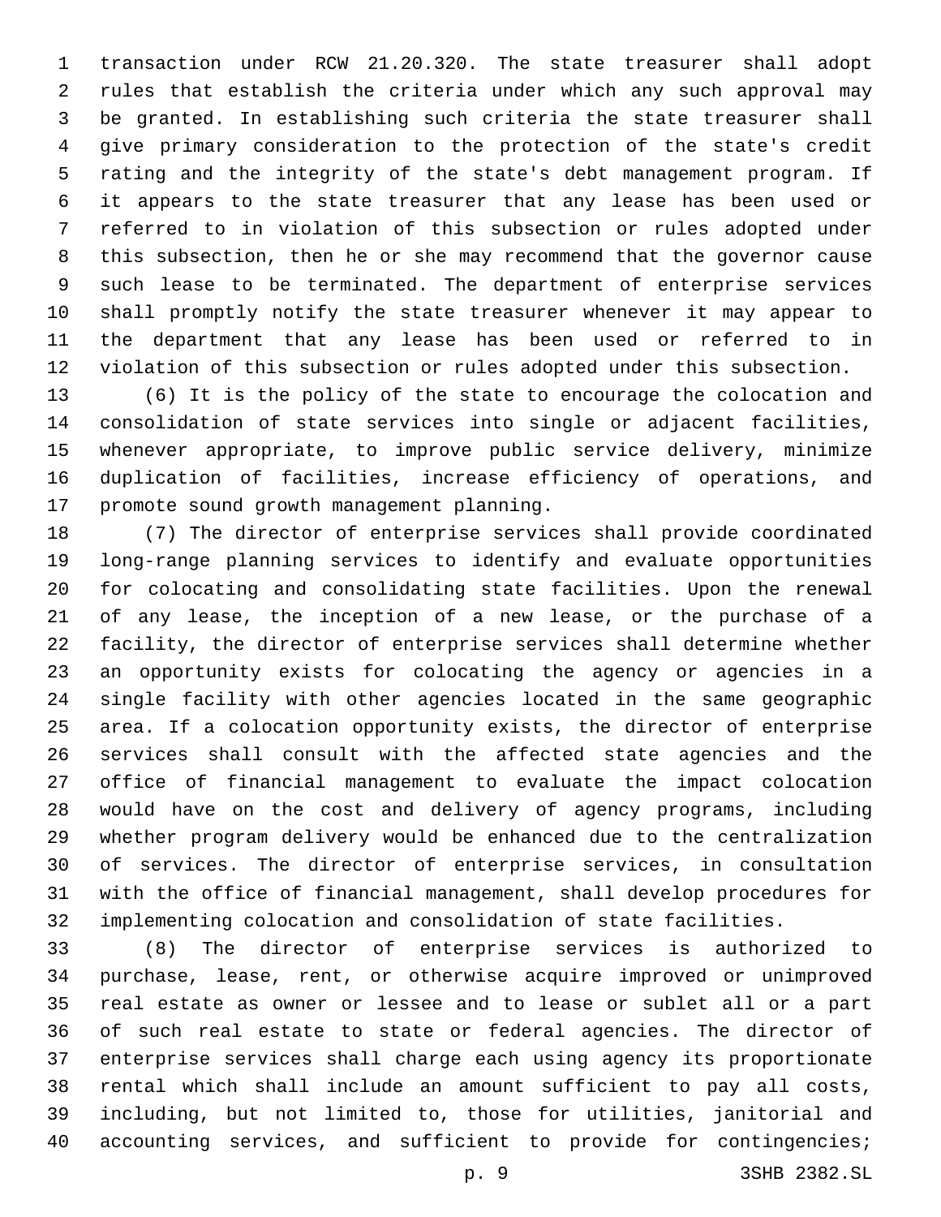transaction under RCW 21.20.320. The state treasurer shall adopt rules that establish the criteria under which any such approval may be granted. In establishing such criteria the state treasurer shall give primary consideration to the protection of the state's credit rating and the integrity of the state's debt management program. If it appears to the state treasurer that any lease has been used or referred to in violation of this subsection or rules adopted under this subsection, then he or she may recommend that the governor cause such lease to be terminated. The department of enterprise services shall promptly notify the state treasurer whenever it may appear to the department that any lease has been used or referred to in violation of this subsection or rules adopted under this subsection.

(6) It is the policy of the state to encourage the colocation and consolidation of state services into single or adjacent facilities, whenever appropriate, to improve public service delivery, minimize duplication of facilities, increase efficiency of operations, and promote sound growth management planning.

(7) The director of enterprise services shall provide coordinated long-range planning services to identify and evaluate opportunities for colocating and consolidating state facilities. Upon the renewal of any lease, the inception of a new lease, or the purchase of a facility, the director of enterprise services shall determine whether an opportunity exists for colocating the agency or agencies in a single facility with other agencies located in the same geographic area. If a colocation opportunity exists, the director of enterprise services shall consult with the affected state agencies and the office of financial management to evaluate the impact colocation would have on the cost and delivery of agency programs, including whether program delivery would be enhanced due to the centralization of services. The director of enterprise services, in consultation with the office of financial management, shall develop procedures for implementing colocation and consolidation of state facilities.

(8) The director of enterprise services is authorized to purchase, lease, rent, or otherwise acquire improved or unimproved real estate as owner or lessee and to lease or sublet all or a part of such real estate to state or federal agencies. The director of enterprise services shall charge each using agency its proportionate rental which shall include an amount sufficient to pay all costs, including, but not limited to, those for utilities, janitorial and accounting services, and sufficient to provide for contingencies;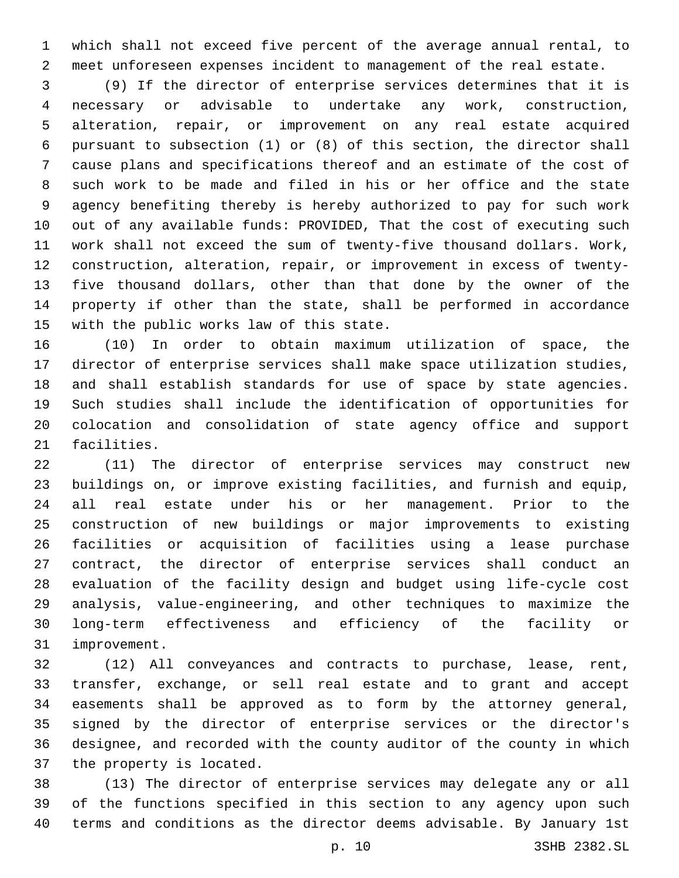which shall not exceed five percent of the average annual rental, to meet unforeseen expenses incident to management of the real estate.

(9) If the director of enterprise services determines that it is necessary or advisable to undertake any work, construction, alteration, repair, or improvement on any real estate acquired pursuant to subsection (1) or (8) of this section, the director shall cause plans and specifications thereof and an estimate of the cost of such work to be made and filed in his or her office and the state agency benefiting thereby is hereby authorized to pay for such work out of any available funds: PROVIDED, That the cost of executing such work shall not exceed the sum of twenty-five thousand dollars. Work, construction, alteration, repair, or improvement in excess of twenty-five thousand dollars, other than that done by the owner of the property if other than the state, shall be performed in accordance with the public works law of this state.

(10) In order to obtain maximum utilization of space, the director of enterprise services shall make space utilization studies, and shall establish standards for use of space by state agencies. Such studies shall include the identification of opportunities for colocation and consolidation of state agency office and support facilities.

(11) The director of enterprise services may construct new buildings on, or improve existing facilities, and furnish and equip, all real estate under his or her management. Prior to the construction of new buildings or major improvements to existing facilities or acquisition of facilities using a lease purchase contract, the director of enterprise services shall conduct an evaluation of the facility design and budget using life-cycle cost analysis, value-engineering, and other techniques to maximize the long-term effectiveness and efficiency of the facility or improvement.

(12) All conveyances and contracts to purchase, lease, rent, transfer, exchange, or sell real estate and to grant and accept easements shall be approved as to form by the attorney general, signed by the director of enterprise services or the director's designee, and recorded with the county auditor of the county in which the property is located.

(13) The director of enterprise services may delegate any or all of the functions specified in this section to any agency upon such terms and conditions as the director deems advisable. By January 1st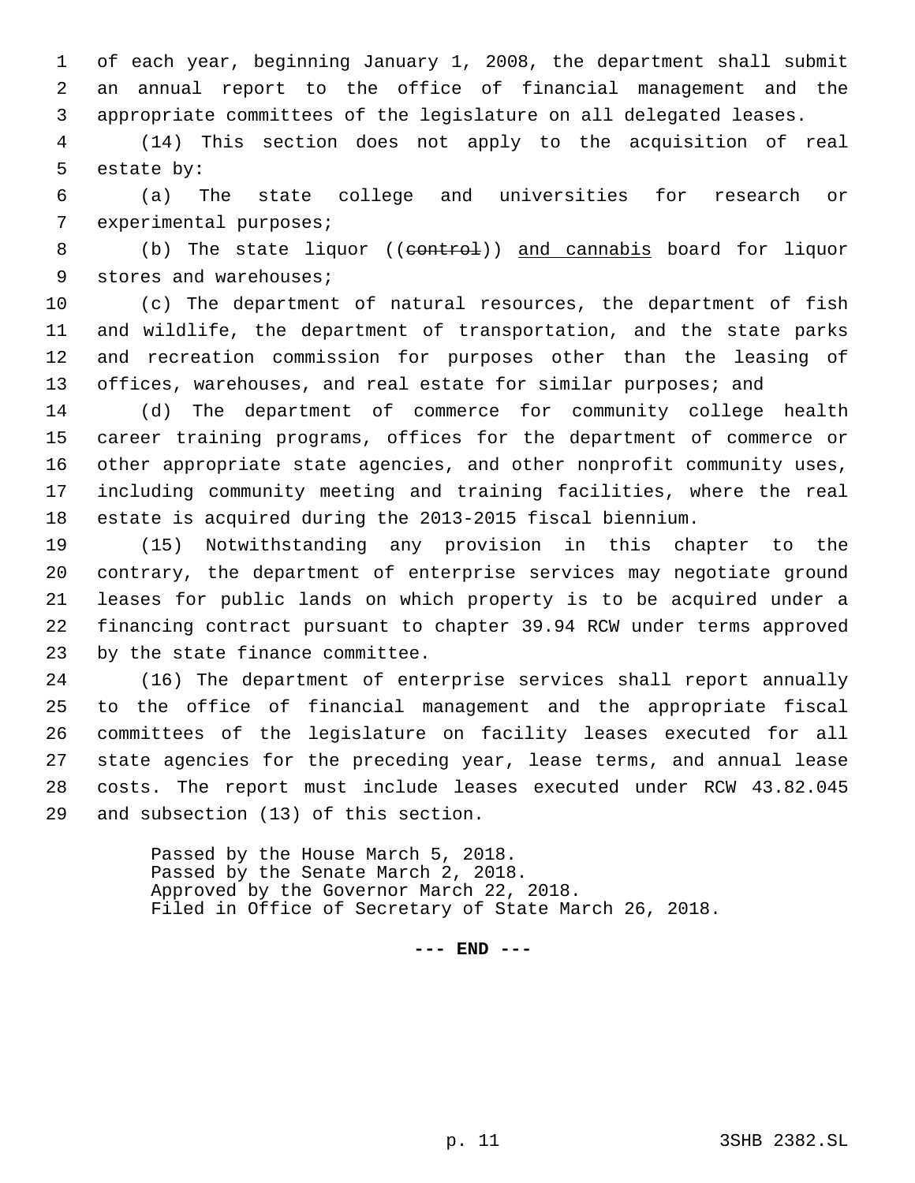of each year, beginning January 1, 2008, the department shall submit an annual report to the office of financial management and the appropriate committees of the legislature on all delegated leases.

(14) This section does not apply to the acquisition of real estate by:

(a) The state college and universities for research or experimental purposes;

(b) The state liquor ((~~control~~)) <u>and cannabis</u> board for liquor stores and warehouses;

(c) The department of natural resources, the department of fish and wildlife, the department of transportation, and the state parks and recreation commission for purposes other than the leasing of offices, warehouses, and real estate for similar purposes; and

(d) The department of commerce for community college health career training programs, offices for the department of commerce or other appropriate state agencies, and other nonprofit community uses, including community meeting and training facilities, where the real estate is acquired during the 2013-2015 fiscal biennium.

(15) Notwithstanding any provision in this chapter to the contrary, the department of enterprise services may negotiate ground leases for public lands on which property is to be acquired under a financing contract pursuant to chapter 39.94 RCW under terms approved by the state finance committee.

(16) The department of enterprise services shall report annually to the office of financial management and the appropriate fiscal committees of the legislature on facility leases executed for all state agencies for the preceding year, lease terms, and annual lease costs. The report must include leases executed under RCW 43.82.045 and subsection (13) of this section.

Passed by the House March 5, 2018.
Passed by the Senate March 2, 2018.
Approved by the Governor March 22, 2018.
Filed in Office of Secretary of State March 26, 2018.

**--- END ---**